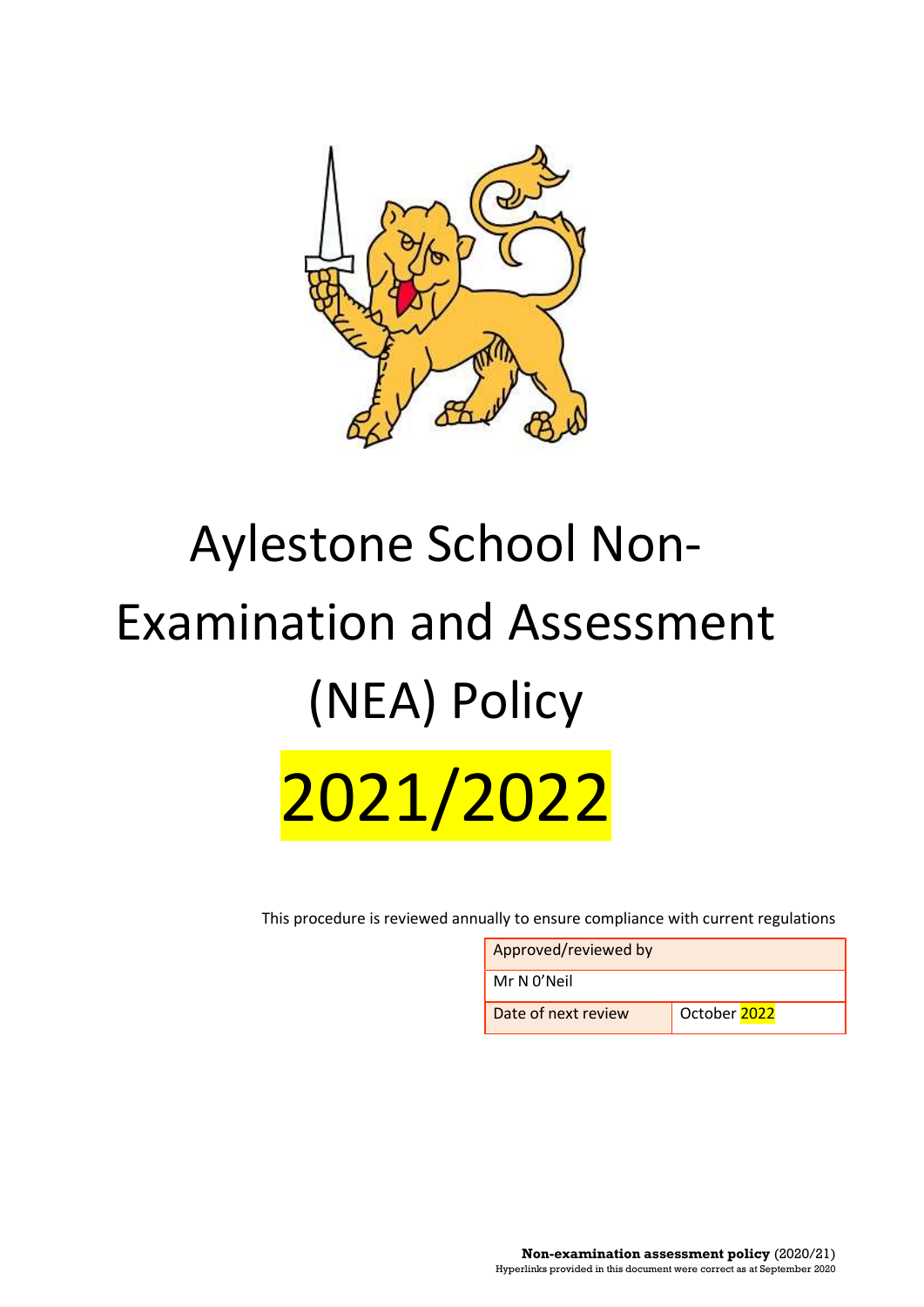# Aylestone School Non-Examination and Assessment (NEA) Policy

# 2021/2022

This procedure is reviewed annually to ensure compliance with current regulations

| Approved/reviewed by | |
| --- | --- |
| Mr N 0'Neil | |
| Date of next review | October 2022 |

**Non-examination assessment policy** (2020/21)
Hyperlinks provided in this document were correct as at September 2020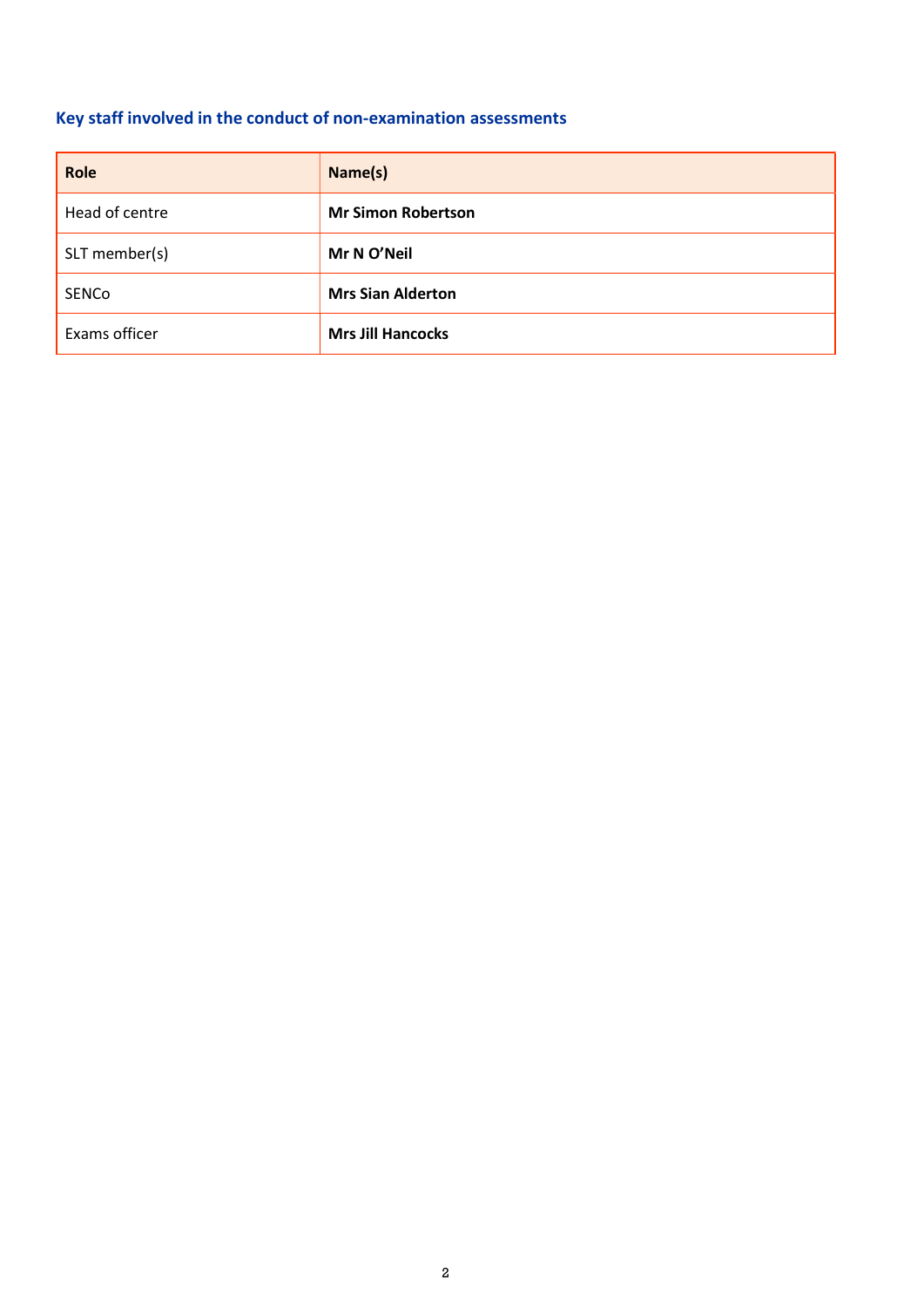## Key staff involved in the conduct of non-examination assessments

| **Role** | **Name(s)** |
| --- | --- |
| Head of centre | **Mr Simon Robertson** |
| SLT member(s) | **Mr N O'Neil** |
| SENCo | **Mrs Sian Alderton** |
| Exams officer | **Mrs Jill Hancocks** |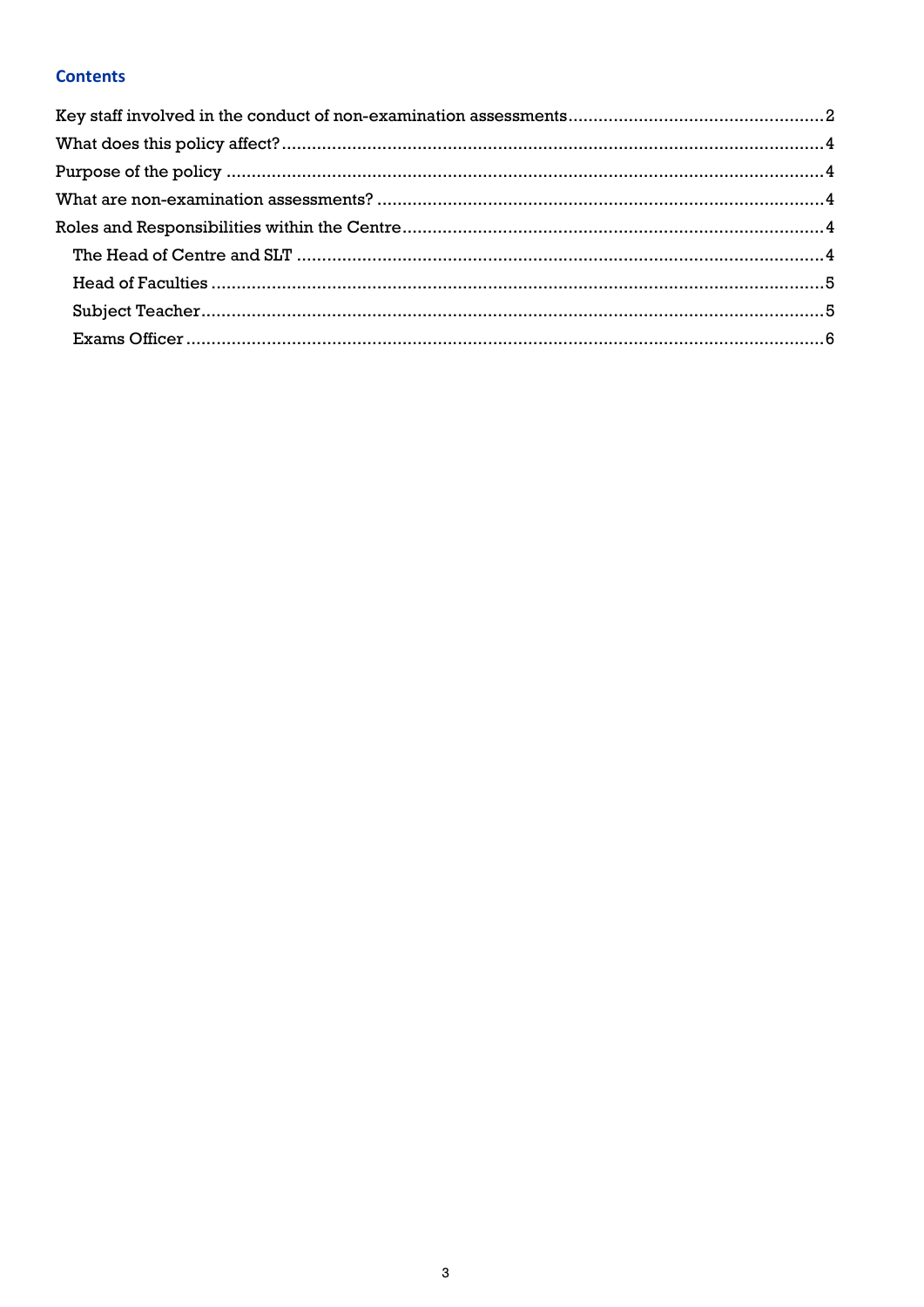## Contents

- Key staff involved in the conduct of non-examination assessments....2
- What does this policy affect?....4
- Purpose of the policy....4
- What are non-examination assessments?....4
- Roles and Responsibilities within the Centre....4
  - The Head of Centre and SLT....4
  - Head of Faculties....5
  - Subject Teacher....5
  - Exams Officer....6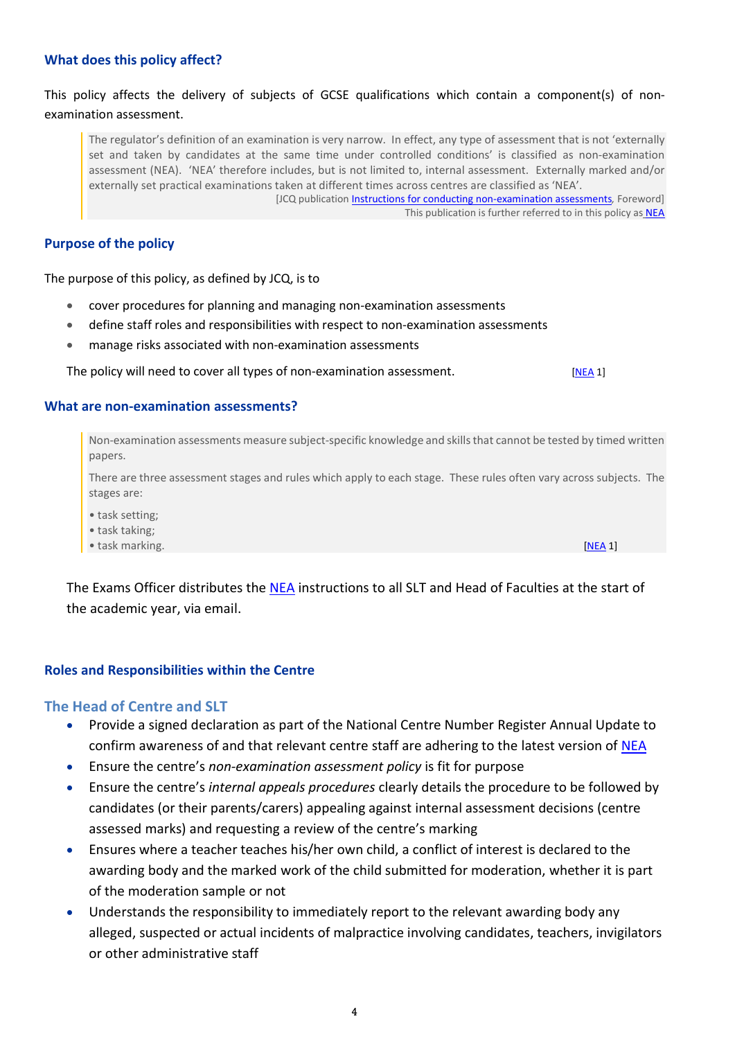## What does this policy affect?

This policy affects the delivery of subjects of GCSE qualifications which contain a component(s) of non-examination assessment.

> The regulator's definition of an examination is very narrow. In effect, any type of assessment that is not 'externally set and taken by candidates at the same time under controlled conditions' is classified as non-examination assessment (NEA). 'NEA' therefore includes, but is not limited to, internal assessment. Externally marked and/or externally set practical examinations taken at different times across centres are classified as 'NEA'.
>
> [JCQ publication Instructions for conducting non-examination assessments, Foreword]
>
> This publication is further referred to in this policy as NEA

## Purpose of the policy

The purpose of this policy, as defined by JCQ, is to

- cover procedures for planning and managing non-examination assessments
- define staff roles and responsibilities with respect to non-examination assessments
- manage risks associated with non-examination assessments

The policy will need to cover all types of non-examination assessment. [NEA 1]

## What are non-examination assessments?

> Non-examination assessments measure subject-specific knowledge and skills that cannot be tested by timed written papers.
>
> There are three assessment stages and rules which apply to each stage. These rules often vary across subjects. The stages are:
>
> • task setting;
> • task taking;
> • task marking. [NEA 1]

The Exams Officer distributes the NEA instructions to all SLT and Head of Faculties at the start of the academic year, via email.

## Roles and Responsibilities within the Centre

### The Head of Centre and SLT

- Provide a signed declaration as part of the National Centre Number Register Annual Update to confirm awareness of and that relevant centre staff are adhering to the latest version of NEA
- Ensure the centre's *non-examination assessment policy* is fit for purpose
- Ensure the centre's *internal appeals procedures* clearly details the procedure to be followed by candidates (or their parents/carers) appealing against internal assessment decisions (centre assessed marks) and requesting a review of the centre's marking
- Ensures where a teacher teaches his/her own child, a conflict of interest is declared to the awarding body and the marked work of the child submitted for moderation, whether it is part of the moderation sample or not
- Understands the responsibility to immediately report to the relevant awarding body any alleged, suspected or actual incidents of malpractice involving candidates, teachers, invigilators or other administrative staff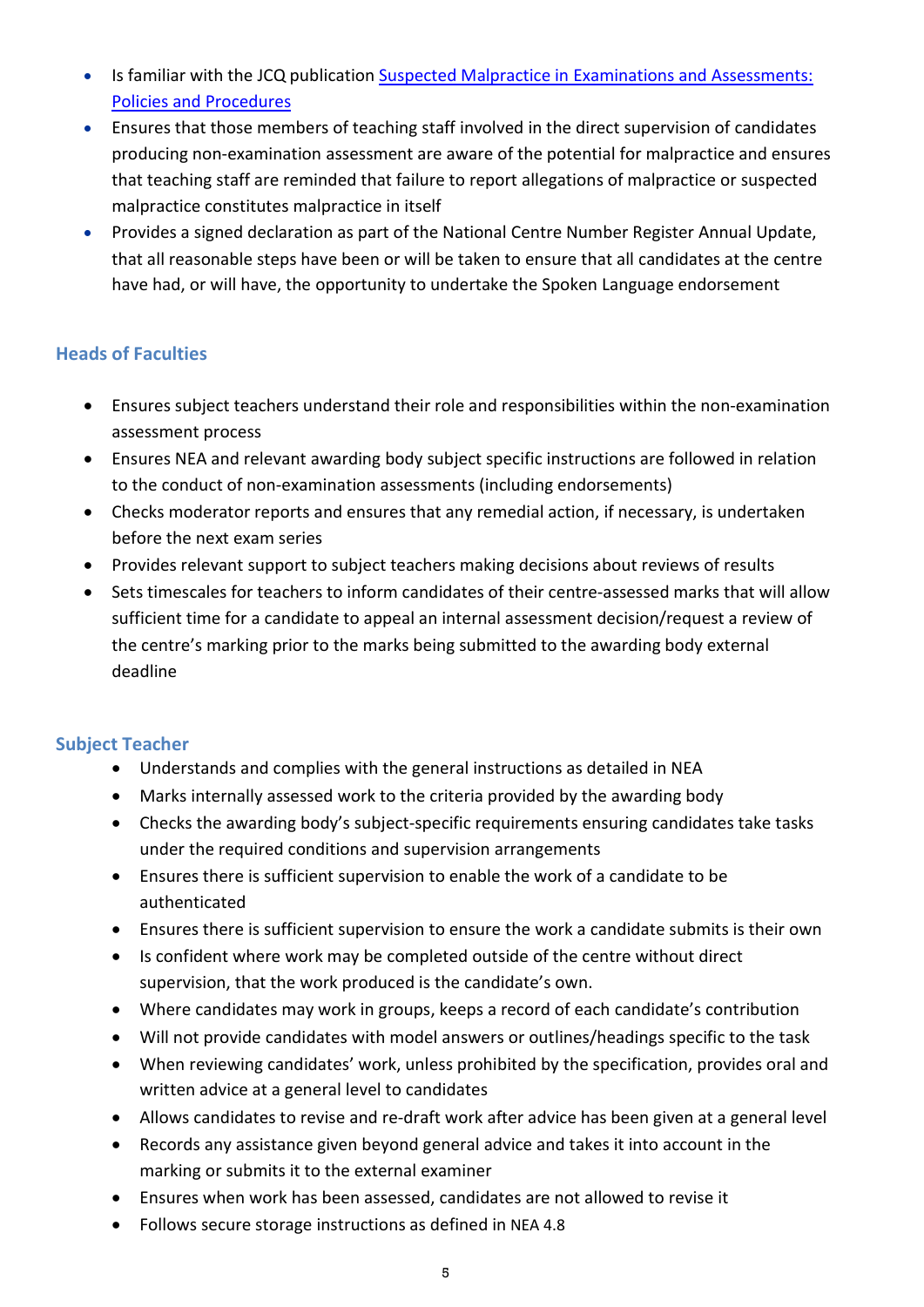- Is familiar with the JCQ publication [Suspected Malpractice in Examinations and Assessments: Policies and Procedures]
- Ensures that those members of teaching staff involved in the direct supervision of candidates producing non-examination assessment are aware of the potential for malpractice and ensures that teaching staff are reminded that failure to report allegations of malpractice or suspected malpractice constitutes malpractice in itself
- Provides a signed declaration as part of the National Centre Number Register Annual Update, that all reasonable steps have been or will be taken to ensure that all candidates at the centre have had, or will have, the opportunity to undertake the Spoken Language endorsement

### Heads of Faculties

- Ensures subject teachers understand their role and responsibilities within the non-examination assessment process
- Ensures NEA and relevant awarding body subject specific instructions are followed in relation to the conduct of non-examination assessments (including endorsements)
- Checks moderator reports and ensures that any remedial action, if necessary, is undertaken before the next exam series
- Provides relevant support to subject teachers making decisions about reviews of results
- Sets timescales for teachers to inform candidates of their centre-assessed marks that will allow sufficient time for a candidate to appeal an internal assessment decision/request a review of the centre's marking prior to the marks being submitted to the awarding body external deadline

### Subject Teacher

- Understands and complies with the general instructions as detailed in NEA
- Marks internally assessed work to the criteria provided by the awarding body
- Checks the awarding body's subject-specific requirements ensuring candidates take tasks under the required conditions and supervision arrangements
- Ensures there is sufficient supervision to enable the work of a candidate to be authenticated
- Ensures there is sufficient supervision to ensure the work a candidate submits is their own
- Is confident where work may be completed outside of the centre without direct supervision, that the work produced is the candidate's own.
- Where candidates may work in groups, keeps a record of each candidate's contribution
- Will not provide candidates with model answers or outlines/headings specific to the task
- When reviewing candidates' work, unless prohibited by the specification, provides oral and written advice at a general level to candidates
- Allows candidates to revise and re-draft work after advice has been given at a general level
- Records any assistance given beyond general advice and takes it into account in the marking or submits it to the external examiner
- Ensures when work has been assessed, candidates are not allowed to revise it
- Follows secure storage instructions as defined in NEA 4.8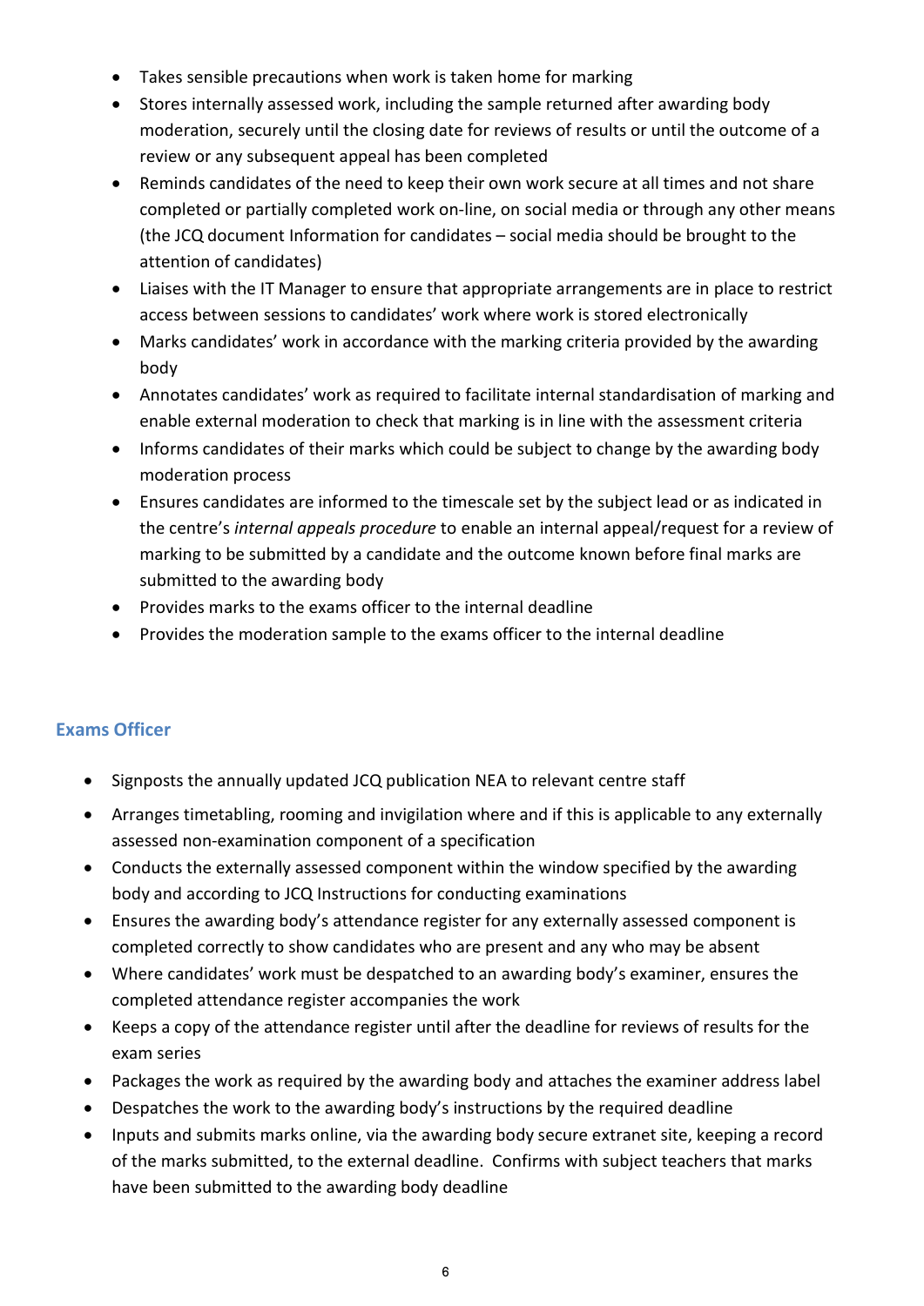- Takes sensible precautions when work is taken home for marking
- Stores internally assessed work, including the sample returned after awarding body moderation, securely until the closing date for reviews of results or until the outcome of a review or any subsequent appeal has been completed
- Reminds candidates of the need to keep their own work secure at all times and not share completed or partially completed work on-line, on social media or through any other means (the JCQ document Information for candidates – social media should be brought to the attention of candidates)
- Liaises with the IT Manager to ensure that appropriate arrangements are in place to restrict access between sessions to candidates' work where work is stored electronically
- Marks candidates' work in accordance with the marking criteria provided by the awarding body
- Annotates candidates' work as required to facilitate internal standardisation of marking and enable external moderation to check that marking is in line with the assessment criteria
- Informs candidates of their marks which could be subject to change by the awarding body moderation process
- Ensures candidates are informed to the timescale set by the subject lead or as indicated in the centre's *internal appeals procedure* to enable an internal appeal/request for a review of marking to be submitted by a candidate and the outcome known before final marks are submitted to the awarding body
- Provides marks to the exams officer to the internal deadline
- Provides the moderation sample to the exams officer to the internal deadline

### Exams Officer

- Signposts the annually updated JCQ publication NEA to relevant centre staff
- Arranges timetabling, rooming and invigilation where and if this is applicable to any externally assessed non-examination component of a specification
- Conducts the externally assessed component within the window specified by the awarding body and according to JCQ Instructions for conducting examinations
- Ensures the awarding body's attendance register for any externally assessed component is completed correctly to show candidates who are present and any who may be absent
- Where candidates' work must be despatched to an awarding body's examiner, ensures the completed attendance register accompanies the work
- Keeps a copy of the attendance register until after the deadline for reviews of results for the exam series
- Packages the work as required by the awarding body and attaches the examiner address label
- Despatches the work to the awarding body's instructions by the required deadline
- Inputs and submits marks online, via the awarding body secure extranet site, keeping a record of the marks submitted, to the external deadline. Confirms with subject teachers that marks have been submitted to the awarding body deadline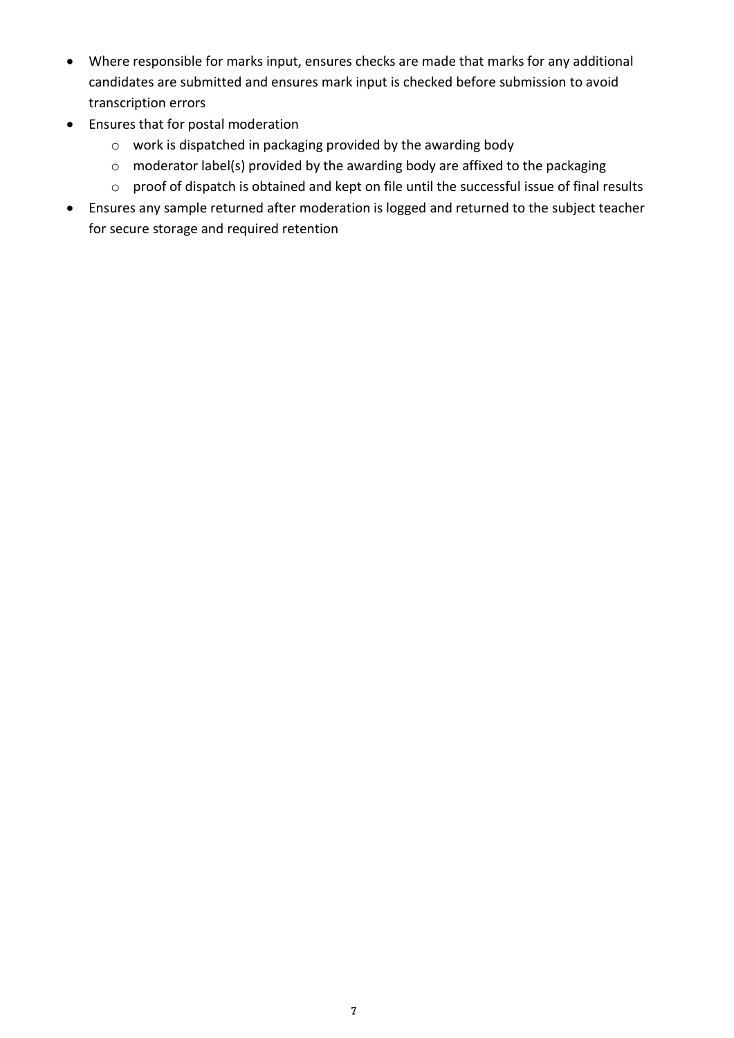- Where responsible for marks input, ensures checks are made that marks for any additional candidates are submitted and ensures mark input is checked before submission to avoid transcription errors
- Ensures that for postal moderation
  - work is dispatched in packaging provided by the awarding body
  - moderator label(s) provided by the awarding body are affixed to the packaging
  - proof of dispatch is obtained and kept on file until the successful issue of final results
- Ensures any sample returned after moderation is logged and returned to the subject teacher for secure storage and required retention